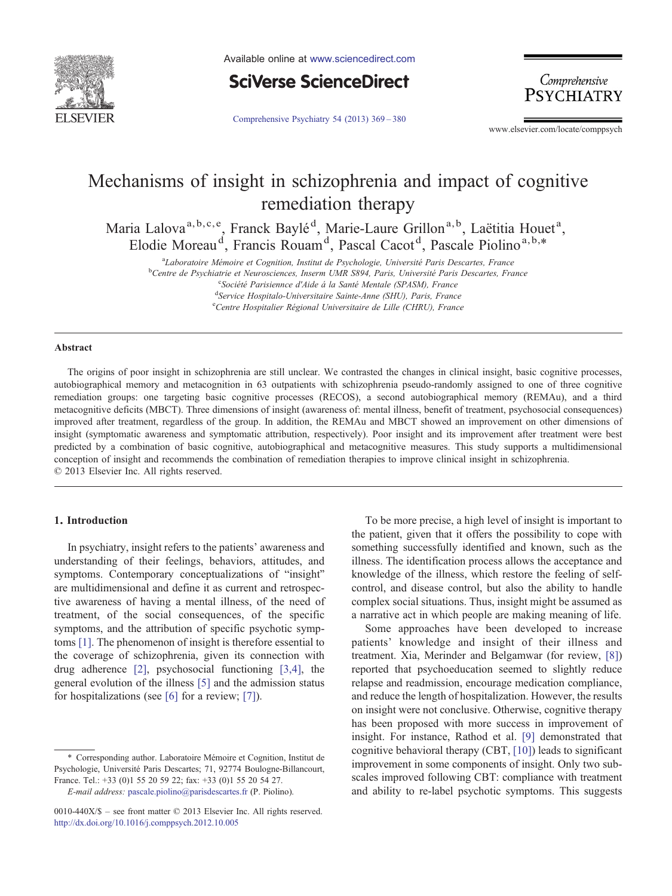# Mechanisms of insight in schizophrenia and impact of cognitive remediation therapy

Maria Lalova[a,b,c,e], Franck Baylé[d], Marie-Laure Grillon[a,b], Laëtitia Houet[a], Elodie Moreau[d], Francis Rouam[d], Pascal Cacot[d], Pascale Piolino[a,b,*]

[a]Laboratoire Mémoire et Cognition, Institut de Psychologie, Université Paris Descartes, France
[b]Centre de Psychiatrie et Neurosciences, Inserm UMR S894, Paris, Université Paris Descartes, France
[c]Société Parisiennce d'Aide á la Santé Mentale (SPASM), France
[d]Service Hospitalo-Universitaire Sainte-Anne (SHU), Paris, France
[e]Centre Hospitalier Régional Universitaire de Lille (CHRU), France

## Abstract

The origins of poor insight in schizophrenia are still unclear. We contrasted the changes in clinical insight, basic cognitive processes, autobiographical memory and metacognition in 63 outpatients with schizophrenia pseudo-randomly assigned to one of three cognitive remediation groups: one targeting basic cognitive processes (RECOS), a second autobiographical memory (REMAu), and a third metacognitive deficits (MBCT). Three dimensions of insight (awareness of: mental illness, benefit of treatment, psychosocial consequences) improved after treatment, regardless of the group. In addition, the REMAu and MBCT showed an improvement on other dimensions of insight (symptomatic awareness and symptomatic attribution, respectively). Poor insight and its improvement after treatment were best predicted by a combination of basic cognitive, autobiographical and metacognitive measures. This study supports a multidimensional conception of insight and recommends the combination of remediation therapies to improve clinical insight in schizophrenia.
© 2013 Elsevier Inc. All rights reserved.

## 1. Introduction

In psychiatry, insight refers to the patients' awareness and understanding of their feelings, behaviors, attitudes, and symptoms. Contemporary conceptualizations of "insight" are multidimensional and define it as current and retrospective awareness of having a mental illness, of the need of treatment, of the social consequences, of the specific symptoms, and the attribution of specific psychotic symptoms [1]. The phenomenon of insight is therefore essential to the coverage of schizophrenia, given its connection with drug adherence [2], psychosocial functioning [3,4], the general evolution of the illness [5] and the admission status for hospitalizations (see [6] for a review; [7]).

To be more precise, a high level of insight is important to the patient, given that it offers the possibility to cope with something successfully identified and known, such as the illness. The identification process allows the acceptance and knowledge of the illness, which restore the feeling of self-control, and disease control, but also the ability to handle complex social situations. Thus, insight might be assumed as a narrative act in which people are making meaning of life.

Some approaches have been developed to increase patients' knowledge and insight of their illness and treatment. Xia, Merinder and Belgamwar (for review, [8]) reported that psychoeducation seemed to slightly reduce relapse and readmission, encourage medication compliance, and reduce the length of hospitalization. However, the results on insight were not conclusive. Otherwise, cognitive therapy has been proposed with more success in improvement of insight. For instance, Rathod et al. [9] demonstrated that cognitive behavioral therapy (CBT, [10]) leads to significant improvement in some components of insight. Only two subscales improved following CBT: compliance with treatment and ability to re-label psychotic symptoms. This suggests

\* Corresponding author. Laboratoire Mémoire et Cognition, Institut de Psychologie, Université Paris Descartes; 71, 92774 Boulogne-Billancourt, France. Tel.: +33 (0)1 55 20 59 22; fax: +33 (0)1 55 20 54 27.
*E-mail address:* pascale.piolino@parisdescartes.fr (P. Piolino).

0010-440X/$ – see front matter © 2013 Elsevier Inc. All rights reserved.
http://dx.doi.org/10.1016/j.comppsych.2012.10.005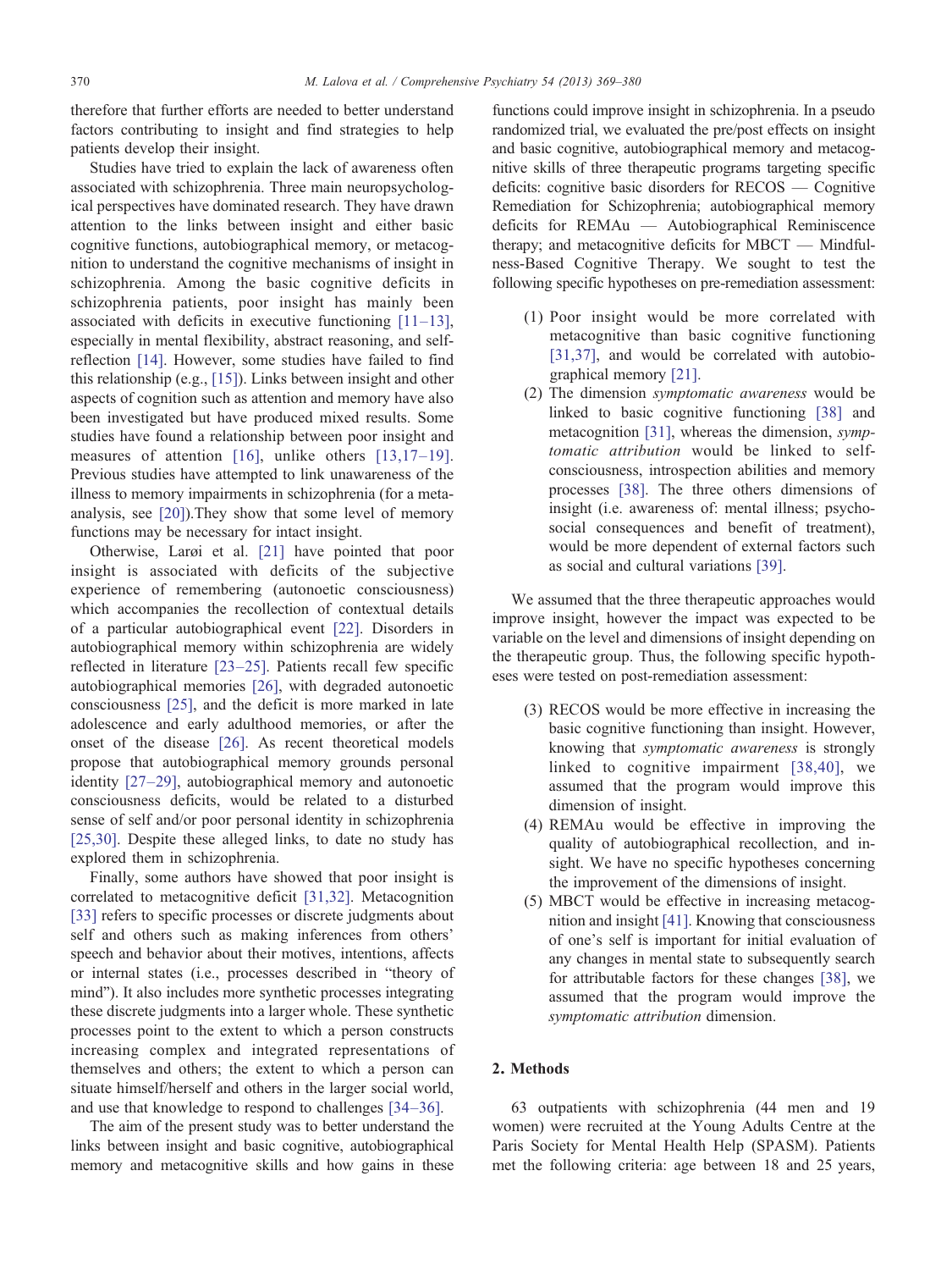therefore that further efforts are needed to better understand factors contributing to insight and find strategies to help patients develop their insight.

Studies have tried to explain the lack of awareness often associated with schizophrenia. Three main neuropsychological perspectives have dominated research. They have drawn attention to the links between insight and either basic cognitive functions, autobiographical memory, or metacognition to understand the cognitive mechanisms of insight in schizophrenia. Among the basic cognitive deficits in schizophrenia patients, poor insight has mainly been associated with deficits in executive functioning [11–13], especially in mental flexibility, abstract reasoning, and self-reflection [14]. However, some studies have failed to find this relationship (e.g., [15]). Links between insight and other aspects of cognition such as attention and memory have also been investigated but have produced mixed results. Some studies have found a relationship between poor insight and measures of attention [16], unlike others [13,17–19]. Previous studies have attempted to link unawareness of the illness to memory impairments in schizophrenia (for a meta-analysis, see [20]).They show that some level of memory functions may be necessary for intact insight.

Otherwise, Larøi et al. [21] have pointed that poor insight is associated with deficits of the subjective experience of remembering (autonoetic consciousness) which accompanies the recollection of contextual details of a particular autobiographical event [22]. Disorders in autobiographical memory within schizophrenia are widely reflected in literature [23–25]. Patients recall few specific autobiographical memories [26], with degraded autonoetic consciousness [25], and the deficit is more marked in late adolescence and early adulthood memories, or after the onset of the disease [26]. As recent theoretical models propose that autobiographical memory grounds personal identity [27–29], autobiographical memory and autonoetic consciousness deficits, would be related to a disturbed sense of self and/or poor personal identity in schizophrenia [25,30]. Despite these alleged links, to date no study has explored them in schizophrenia.

Finally, some authors have showed that poor insight is correlated to metacognitive deficit [31,32]. Metacognition [33] refers to specific processes or discrete judgments about self and others such as making inferences from others' speech and behavior about their motives, intentions, affects or internal states (i.e., processes described in "theory of mind"). It also includes more synthetic processes integrating these discrete judgments into a larger whole. These synthetic processes point to the extent to which a person constructs increasing complex and integrated representations of themselves and others; the extent to which a person can situate himself/herself and others in the larger social world, and use that knowledge to respond to challenges [34–36].

The aim of the present study was to better understand the links between insight and basic cognitive, autobiographical memory and metacognitive skills and how gains in these functions could improve insight in schizophrenia. In a pseudo randomized trial, we evaluated the pre/post effects on insight and basic cognitive, autobiographical memory and metacognitive skills of three therapeutic programs targeting specific deficits: cognitive basic disorders for RECOS — Cognitive Remediation for Schizophrenia; autobiographical memory deficits for REMAu — Autobiographical Reminiscence therapy; and metacognitive deficits for MBCT — Mindfulness-Based Cognitive Therapy. We sought to test the following specific hypotheses on pre-remediation assessment:

(1) Poor insight would be more correlated with metacognitive than basic cognitive functioning [31,37], and would be correlated with autobiographical memory [21].
(2) The dimension *symptomatic awareness* would be linked to basic cognitive functioning [38] and metacognition [31], whereas the dimension, *symptomatic attribution* would be linked to self-consciousness, introspection abilities and memory processes [38]. The three others dimensions of insight (i.e. awareness of: mental illness; psycho-social consequences and benefit of treatment), would be more dependent of external factors such as social and cultural variations [39].

We assumed that the three therapeutic approaches would improve insight, however the impact was expected to be variable on the level and dimensions of insight depending on the therapeutic group. Thus, the following specific hypotheses were tested on post-remediation assessment:

(3) RECOS would be more effective in increasing the basic cognitive functioning than insight. However, knowing that *symptomatic awareness* is strongly linked to cognitive impairment [38,40], we assumed that the program would improve this dimension of insight.
(4) REMAu would be effective in improving the quality of autobiographical recollection, and insight. We have no specific hypotheses concerning the improvement of the dimensions of insight.
(5) MBCT would be effective in increasing metacognition and insight [41]. Knowing that consciousness of one's self is important for initial evaluation of any changes in mental state to subsequently search for attributable factors for these changes [38], we assumed that the program would improve the *symptomatic attribution* dimension.

## 2. Methods

63 outpatients with schizophrenia (44 men and 19 women) were recruited at the Young Adults Centre at the Paris Society for Mental Health Help (SPASM). Patients met the following criteria: age between 18 and 25 years,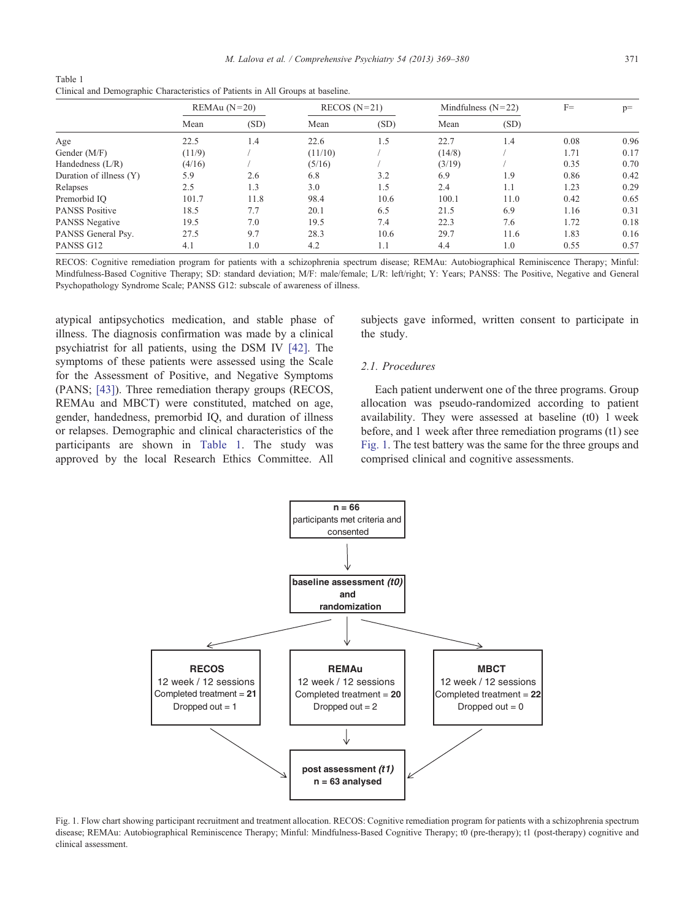Table 1
Clinical and Demographic Characteristics of Patients in All Groups at baseline.

| | REMAu (N=20) | | RECOS (N=21) | | Mindfulness (N=22) | | F= | p= |
|---|---|---|---|---|---|---|---|---|
| | Mean | (SD) | Mean | (SD) | Mean | (SD) | | |
| Age | 22.5 | 1.4 | 22.6 | 1.5 | 22.7 | 1.4 | 0.08 | 0.96 |
| Gender (M/F) | (11/9) | / | (11/10) | / | (14/8) | / | 1.71 | 0.17 |
| Handedness (L/R) | (4/16) | / | (5/16) | / | (3/19) | / | 0.35 | 0.70 |
| Duration of illness (Y) | 5.9 | 2.6 | 6.8 | 3.2 | 6.9 | 1.9 | 0.86 | 0.42 |
| Relapses | 2.5 | 1.3 | 3.0 | 1.5 | 2.4 | 1.1 | 1.23 | 0.29 |
| Premorbid IQ | 101.7 | 11.8 | 98.4 | 10.6 | 100.1 | 11.0 | 0.42 | 0.65 |
| PANSS Positive | 18.5 | 7.7 | 20.1 | 6.5 | 21.5 | 6.9 | 1.16 | 0.31 |
| PANSS Negative | 19.5 | 7.0 | 19.5 | 7.4 | 22.3 | 7.6 | 1.72 | 0.18 |
| PANSS General Psy. | 27.5 | 9.7 | 28.3 | 10.6 | 29.7 | 11.6 | 1.83 | 0.16 |
| PANSS G12 | 4.1 | 1.0 | 4.2 | 1.1 | 4.4 | 1.0 | 0.55 | 0.57 |

RECOS: Cognitive remediation program for patients with a schizophrenia spectrum disease; REMAu: Autobiographical Reminiscence Therapy; Minful: Mindfulness-Based Cognitive Therapy; SD: standard deviation; M/F: male/female; L/R: left/right; Y: Years; PANSS: The Positive, Negative and General Psychopathology Syndrome Scale; PANSS G12: subscale of awareness of illness.

atypical antipsychotics medication, and stable phase of illness. The diagnosis confirmation was made by a clinical psychiatrist for all patients, using the DSM IV [42]. The symptoms of these patients were assessed using the Scale for the Assessment of Positive, and Negative Symptoms (PANS; [43]). Three remediation therapy groups (RECOS, REMAu and MBCT) were constituted, matched on age, gender, handedness, premorbid IQ, and duration of illness or relapses. Demographic and clinical characteristics of the participants are shown in Table 1. The study was approved by the local Research Ethics Committee. All subjects gave informed, written consent to participate in the study.

### 2.1. Procedures

Each patient underwent one of the three programs. Group allocation was pseudo-randomized according to patient availability. They were assessed at baseline (t0) 1 week before, and 1 week after three remediation programs (t1) see Fig. 1. The test battery was the same for the three groups and comprised clinical and cognitive assessments.

**n = 66**
participants met criteria and consented

↓

**baseline assessment *(t0)* and randomization**

| **RECOS** | **REMAu** | **MBCT** |
|---|---|---|
| 12 week / 12 sessions | 12 week / 12 sessions | 12 week / 12 sessions |
| Completed treatment = **21** | Completed treatment = **20** | Completed treatment = **22** |
| Dropped out = 1 | Dropped out = 2 | Dropped out = 0 |

↓

**post assessment *(t1)***
**n = 63 analysed**

Fig. 1. Flow chart showing participant recruitment and treatment allocation. RECOS: Cognitive remediation program for patients with a schizophrenia spectrum disease; REMAu: Autobiographical Reminiscence Therapy; Minful: Mindfulness-Based Cognitive Therapy; t0 (pre-therapy); t1 (post-therapy) cognitive and clinical assessment.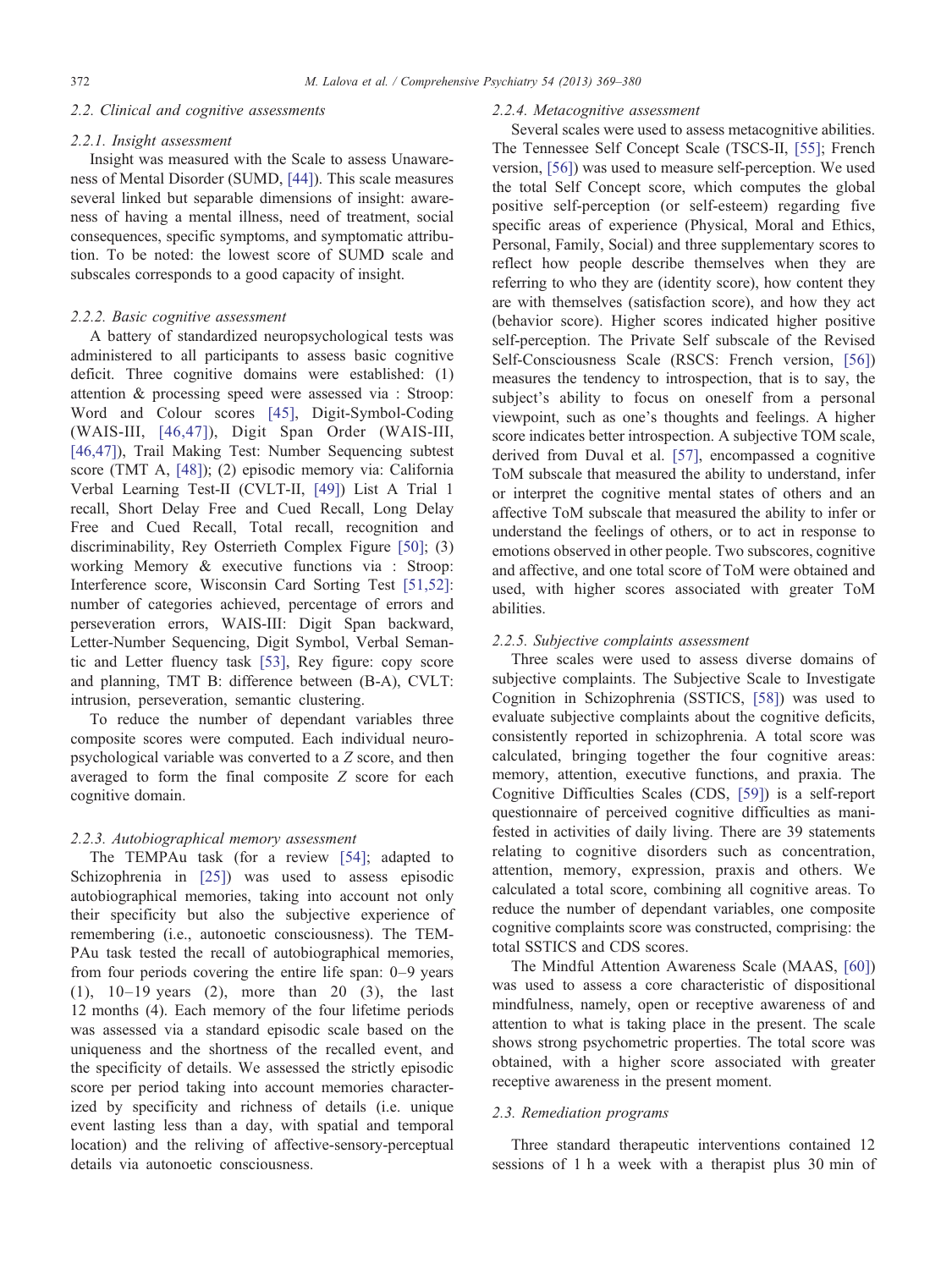### 2.2. Clinical and cognitive assessments

#### 2.2.1. Insight assessment

Insight was measured with the Scale to assess Unawareness of Mental Disorder (SUMD, [44]). This scale measures several linked but separable dimensions of insight: awareness of having a mental illness, need of treatment, social consequences, specific symptoms, and symptomatic attribution. To be noted: the lowest score of SUMD scale and subscales corresponds to a good capacity of insight.

#### 2.2.2. Basic cognitive assessment

A battery of standardized neuropsychological tests was administered to all participants to assess basic cognitive deficit. Three cognitive domains were established: (1) attention & processing speed were assessed via : Stroop: Word and Colour scores [45], Digit-Symbol-Coding (WAIS-III, [46,47]), Digit Span Order (WAIS-III, [46,47]), Trail Making Test: Number Sequencing subtest score (TMT A, [48]); (2) episodic memory via: California Verbal Learning Test-II (CVLT-II, [49]) List A Trial 1 recall, Short Delay Free and Cued Recall, Long Delay Free and Cued Recall, Total recall, recognition and discriminability, Rey Osterrieth Complex Figure [50]; (3) working Memory & executive functions via : Stroop: Interference score, Wisconsin Card Sorting Test [51,52]: number of categories achieved, percentage of errors and perseveration errors, WAIS-III: Digit Span backward, Letter-Number Sequencing, Digit Symbol, Verbal Semantic and Letter fluency task [53], Rey figure: copy score and planning, TMT B: difference between (B-A), CVLT: intrusion, perseveration, semantic clustering.

To reduce the number of dependant variables three composite scores were computed. Each individual neuropsychological variable was converted to a $Z$ score, and then averaged to form the final composite $Z$ score for each cognitive domain.

#### 2.2.3. Autobiographical memory assessment

The TEMPAu task (for a review [54]; adapted to Schizophrenia in [25]) was used to assess episodic autobiographical memories, taking into account not only their specificity but also the subjective experience of remembering (i.e., autonoetic consciousness). The TEMPAu task tested the recall of autobiographical memories, from four periods covering the entire life span: 0–9 years (1), 10–19 years (2), more than 20 (3), the last 12 months (4). Each memory of the four lifetime periods was assessed via a standard episodic scale based on the uniqueness and the shortness of the recalled event, and the specificity of details. We assessed the strictly episodic score per period taking into account memories characterized by specificity and richness of details (i.e. unique event lasting less than a day, with spatial and temporal location) and the reliving of affective-sensory-perceptual details via autonoetic consciousness.

#### 2.2.4. Metacognitive assessment

Several scales were used to assess metacognitive abilities. The Tennessee Self Concept Scale (TSCS-II, [55]; French version, [56]) was used to measure self-perception. We used the total Self Concept score, which computes the global positive self-perception (or self-esteem) regarding five specific areas of experience (Physical, Moral and Ethics, Personal, Family, Social) and three supplementary scores to reflect how people describe themselves when they are referring to who they are (identity score), how content they are with themselves (satisfaction score), and how they act (behavior score). Higher scores indicated higher positive self-perception. The Private Self subscale of the Revised Self-Consciousness Scale (RSCS: French version, [56]) measures the tendency to introspection, that is to say, the subject's ability to focus on oneself from a personal viewpoint, such as one's thoughts and feelings. A higher score indicates better introspection. A subjective TOM scale, derived from Duval et al. [57], encompassed a cognitive ToM subscale that measured the ability to understand, infer or interpret the cognitive mental states of others and an affective ToM subscale that measured the ability to infer or understand the feelings of others, or to act in response to emotions observed in other people. Two subscores, cognitive and affective, and one total score of ToM were obtained and used, with higher scores associated with greater ToM abilities.

#### 2.2.5. Subjective complaints assessment

Three scales were used to assess diverse domains of subjective complaints. The Subjective Scale to Investigate Cognition in Schizophrenia (SSTICS, [58]) was used to evaluate subjective complaints about the cognitive deficits, consistently reported in schizophrenia. A total score was calculated, bringing together the four cognitive areas: memory, attention, executive functions, and praxia. The Cognitive Difficulties Scales (CDS, [59]) is a self-report questionnaire of perceived cognitive difficulties as manifested in activities of daily living. There are 39 statements relating to cognitive disorders such as concentration, attention, memory, expression, praxis and others. We calculated a total score, combining all cognitive areas. To reduce the number of dependant variables, one composite cognitive complaints score was constructed, comprising: the total SSTICS and CDS scores.

The Mindful Attention Awareness Scale (MAAS, [60]) was used to assess a core characteristic of dispositional mindfulness, namely, open or receptive awareness of and attention to what is taking place in the present. The scale shows strong psychometric properties. The total score was obtained, with a higher score associated with greater receptive awareness in the present moment.

### 2.3. Remediation programs

Three standard therapeutic interventions contained 12 sessions of 1 h a week with a therapist plus 30 min of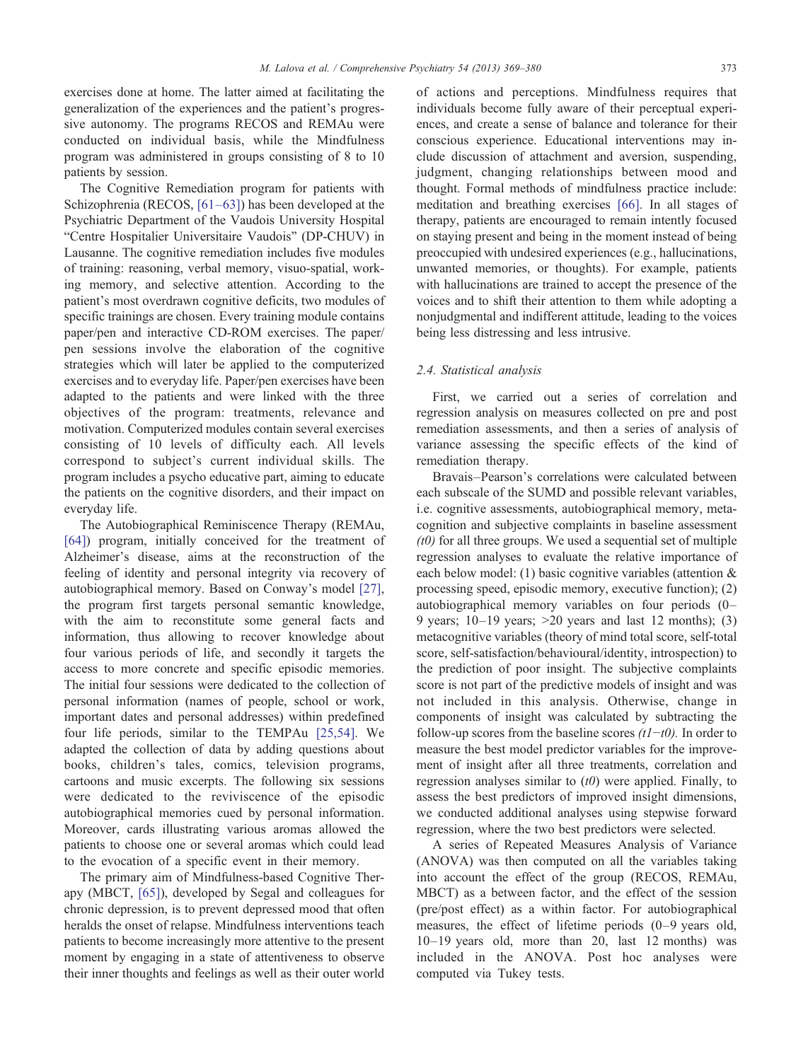exercises done at home. The latter aimed at facilitating the generalization of the experiences and the patient's progressive autonomy. The programs RECOS and REMAu were conducted on individual basis, while the Mindfulness program was administered in groups consisting of 8 to 10 patients by session.

The Cognitive Remediation program for patients with Schizophrenia (RECOS, [61–63]) has been developed at the Psychiatric Department of the Vaudois University Hospital "Centre Hospitalier Universitaire Vaudois" (DP-CHUV) in Lausanne. The cognitive remediation includes five modules of training: reasoning, verbal memory, visuo-spatial, working memory, and selective attention. According to the patient's most overdrawn cognitive deficits, two modules of specific trainings are chosen. Every training module contains paper/pen and interactive CD-ROM exercises. The paper/pen sessions involve the elaboration of the cognitive strategies which will later be applied to the computerized exercises and to everyday life. Paper/pen exercises have been adapted to the patients and were linked with the three objectives of the program: treatments, relevance and motivation. Computerized modules contain several exercises consisting of 10 levels of difficulty each. All levels correspond to subject's current individual skills. The program includes a psycho educative part, aiming to educate the patients on the cognitive disorders, and their impact on everyday life.

The Autobiographical Reminiscence Therapy (REMAu, [64]) program, initially conceived for the treatment of Alzheimer's disease, aims at the reconstruction of the feeling of identity and personal integrity via recovery of autobiographical memory. Based on Conway's model [27], the program first targets personal semantic knowledge, with the aim to reconstitute some general facts and information, thus allowing to recover knowledge about four various periods of life, and secondly it targets the access to more concrete and specific episodic memories. The initial four sessions were dedicated to the collection of personal information (names of people, school or work, important dates and personal addresses) within predefined four life periods, similar to the TEMPAu [25,54]. We adapted the collection of data by adding questions about books, children's tales, comics, television programs, cartoons and music excerpts. The following six sessions were dedicated to the reviviscence of the episodic autobiographical memories cued by personal information. Moreover, cards illustrating various aromas allowed the patients to choose one or several aromas which could lead to the evocation of a specific event in their memory.

The primary aim of Mindfulness-based Cognitive Therapy (MBCT, [65]), developed by Segal and colleagues for chronic depression, is to prevent depressed mood that often heralds the onset of relapse. Mindfulness interventions teach patients to become increasingly more attentive to the present moment by engaging in a state of attentiveness to observe their inner thoughts and feelings as well as their outer world of actions and perceptions. Mindfulness requires that individuals become fully aware of their perceptual experiences, and create a sense of balance and tolerance for their conscious experience. Educational interventions may include discussion of attachment and aversion, suspending, judgment, changing relationships between mood and thought. Formal methods of mindfulness practice include: meditation and breathing exercises [66]. In all stages of therapy, patients are encouraged to remain intently focused on staying present and being in the moment instead of being preoccupied with undesired experiences (e.g., hallucinations, unwanted memories, or thoughts). For example, patients with hallucinations are trained to accept the presence of the voices and to shift their attention to them while adopting a nonjudgmental and indifferent attitude, leading to the voices being less distressing and less intrusive.

### 2.4. Statistical analysis

First, we carried out a series of correlation and regression analysis on measures collected on pre and post remediation assessments, and then a series of analysis of variance assessing the specific effects of the kind of remediation therapy.

Bravais–Pearson's correlations were calculated between each subscale of the SUMD and possible relevant variables, i.e. cognitive assessments, autobiographical memory, metacognition and subjective complaints in baseline assessment *(t0)* for all three groups. We used a sequential set of multiple regression analyses to evaluate the relative importance of each below model: (1) basic cognitive variables (attention & processing speed, episodic memory, executive function); (2) autobiographical memory variables on four periods (0–9 years; 10–19 years; >20 years and last 12 months); (3) metacognitive variables (theory of mind total score, self-total score, self-satisfaction/behavioural/identity, introspection) to the prediction of poor insight. The subjective complaints score is not part of the predictive models of insight and was not included in this analysis. Otherwise, change in components of insight was calculated by subtracting the follow-up scores from the baseline scores *(t1−t0).* In order to measure the best model predictor variables for the improvement of insight after all three treatments, correlation and regression analyses similar to (*t0*) were applied. Finally, to assess the best predictors of improved insight dimensions, we conducted additional analyses using stepwise forward regression, where the two best predictors were selected.

A series of Repeated Measures Analysis of Variance (ANOVA) was then computed on all the variables taking into account the effect of the group (RECOS, REMAu, MBCT) as a between factor, and the effect of the session (pre/post effect) as a within factor. For autobiographical measures, the effect of lifetime periods (0–9 years old, 10–19 years old, more than 20, last 12 months) was included in the ANOVA. Post hoc analyses were computed via Tukey tests.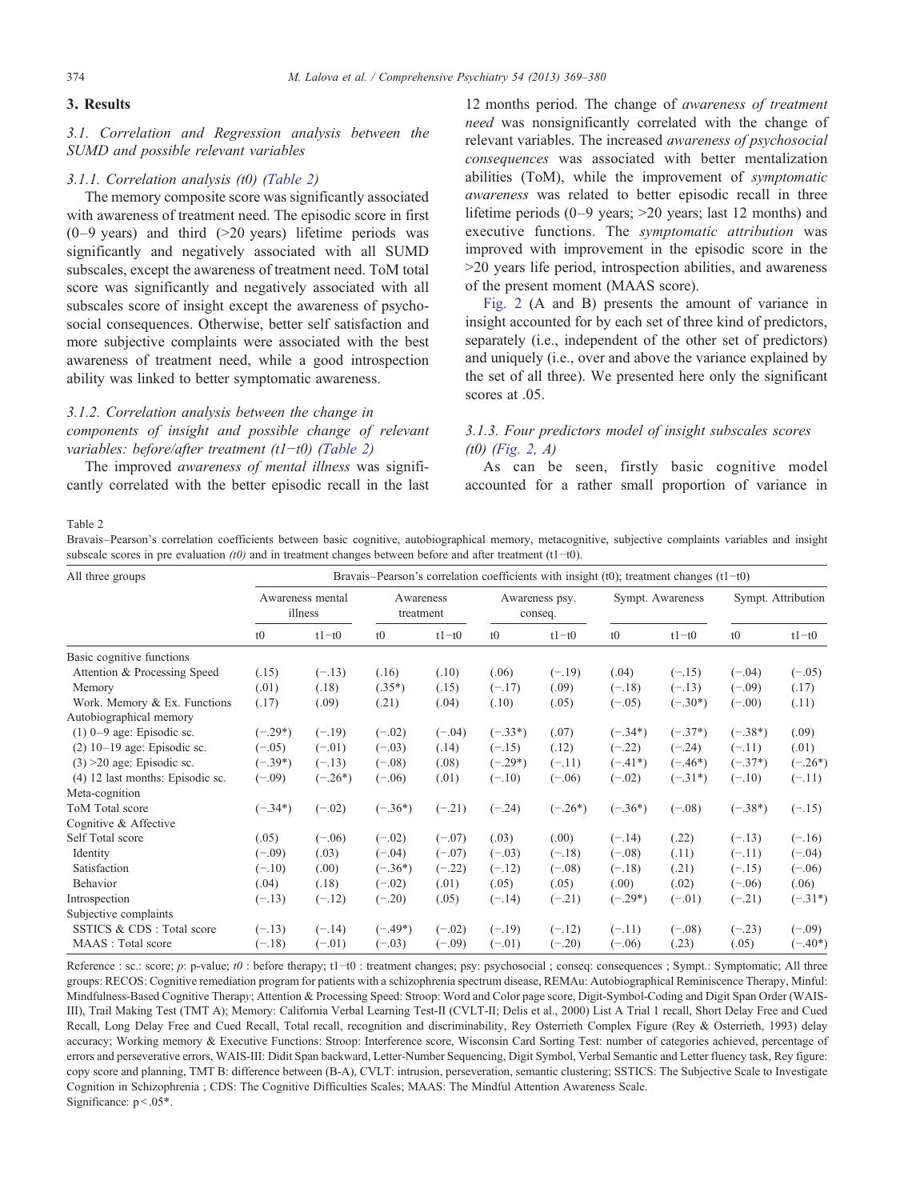## 3. Results

### 3.1. Correlation and Regression analysis between the SUMD and possible relevant variables

#### 3.1.1. Correlation analysis (t0) (Table 2)

The memory composite score was significantly associated with awareness of treatment need. The episodic score in first (0–9 years) and third (>20 years) lifetime periods was significantly and negatively associated with all SUMD subscales, except the awareness of treatment need. ToM total score was significantly and negatively associated with all subscales score of insight except the awareness of psychosocial consequences. Otherwise, better self satisfaction and more subjective complaints were associated with the best awareness of treatment need, while a good introspection ability was linked to better symptomatic awareness.

#### 3.1.2. Correlation analysis between the change in components of insight and possible change of relevant variables: before/after treatment (t1−t0) (Table 2)

The improved *awareness of mental illness* was significantly correlated with the better episodic recall in the last 12 months period. The change of *awareness of treatment need* was nonsignificantly correlated with the change of relevant variables. The increased *awareness of psychosocial consequences* was associated with better mentalization abilities (ToM), while the improvement of *symptomatic awareness* was related to better episodic recall in three lifetime periods (0–9 years; >20 years; last 12 months) and executive functions. The *symptomatic attribution* was improved with improvement in the episodic score in the >20 years life period, introspection abilities, and awareness of the present moment (MAAS score).

Fig. 2 (A and B) presents the amount of variance in insight accounted for by each set of three kind of predictors, separately (i.e., independent of the other set of predictors) and uniquely (i.e., over and above the variance explained by the set of all three). We presented here only the significant scores at .05.

#### 3.1.3. Four predictors model of insight subscales scores (t0) (Fig. 2, A)

As can be seen, firstly basic cognitive model accounted for a rather small proportion of variance in

Table 2

Bravais–Pearson's correlation coefficients between basic cognitive, autobiographical memory, metacognitive, subjective complaints variables and insight subscale scores in pre evaluation *(t0)* and in treatment changes between before and after treatment (t1−t0).

| All three groups | Bravais–Pearson's correlation coefficients with insight (t0); treatment changes (t1−t0) | | | | | | | | | |
|---|---|---|---|---|---|---|---|---|---|---|
| | Awareness mental illness | | Awareness treatment | | Awareness psy. conseq. | | Sympt. Awareness | | Sympt. Attribution | |
| | t0 | t1−t0 | t0 | t1−t0 | t0 | t1−t0 | t0 | t1−t0 | t0 | t1−t0 |
| Basic cognitive functions | | | | | | | | | | |
| Attention & Processing Speed | (.15) | (−.13) | (.16) | (.10) | (.06) | (−.19) | (.04) | (−.15) | (−.04) | (−.05) |
| Memory | (.01) | (.18) | (.35*) | (.15) | (−.17) | (.09) | (−.18) | (−.13) | (−.09) | (.17) |
| Work. Memory & Ex. Functions | (.17) | (.09) | (.21) | (.04) | (.10) | (.05) | (−.05) | (−.30*) | (−.00) | (.11) |
| Autobiographical memory | | | | | | | | | | |
| (1) 0–9 age: Episodic sc. | (−.29*) | (−.19) | (−.02) | (−.04) | (−.33*) | (.07) | (−.34*) | (−.37*) | (−.38*) | (.09) |
| (2) 10–19 age: Episodic sc. | (−.05) | (−.01) | (−.03) | (.14) | (−.15) | (.12) | (−.22) | (−.24) | (−.11) | (.01) |
| (3) >20 age: Episodic sc. | (−.39*) | (−.13) | (−.08) | (.08) | (−.29*) | (−.11) | (−.41*) | (−.46*) | (−.37*) | (−.26*) |
| (4) 12 last months: Episodic sc. | (−.09) | (−.26*) | (−.06) | (.01) | (−.10) | (−.06) | (−.02) | (−.31*) | (−.10) | (−.11) |
| Meta-cognition | | | | | | | | | | |
| ToM Total score | (−.34*) | (−.02) | (−.36*) | (−.21) | (−.24) | (−.26*) | (−.36*) | (−.08) | (−.38*) | (−.15) |
| Cognitive & Affective | | | | | | | | | | |
| Self Total score | (.05) | (−.06) | (−.02) | (−.07) | (.03) | (.00) | (−.14) | (.22) | (−.13) | (−.16) |
| Identity | (−.09) | (.03) | (−.04) | (−.07) | (−.03) | (−.18) | (−.08) | (.11) | (−.11) | (−.04) |
| Satisfaction | (−.10) | (.00) | (−.36*) | (−.22) | (−.12) | (−.08) | (−.18) | (.21) | (−.15) | (−.06) |
| Behavior | (.04) | (.18) | (−.02) | (.01) | (.05) | (.05) | (.00) | (.02) | (−.06) | (.06) |
| Introspection | (−.13) | (−.12) | (−.20) | (.05) | (−.14) | (−.21) | (−.29*) | (−.01) | (−.21) | (−.31*) |
| Subjective complaints | | | | | | | | | | |
| SSTICS & CDS : Total score | (−.13) | (−.14) | (−.49*) | (−.02) | (−.19) | (−.12) | (−.11) | (−.08) | (−.23) | (−.09) |
| MAAS : Total score | (−.18) | (−.01) | (−.03) | (−.09) | (−.01) | (−.20) | (−.06) | (.23) | (.05) | (−.40*) |

Reference : sc.: score; *p*: p-value; *t0* : before therapy; t1−t0 : treatment changes; psy: psychosocial ; conseq: consequences ; Sympt.: Symptomatic; All three groups: RECOS: Cognitive remediation program for patients with a schizophrenia spectrum disease, REMAu: Autobiographical Reminiscence Therapy, Minful: Mindfulness-Based Cognitive Therap*y*; Attention & Processing Speed: Stroop: Word and Color page score, Digit-Symbol-Coding and Digit Span Order (WAIS-III), Trail Making Test (TMT A); Memory: California Verbal Learning Test-II (CVLT-II; Delis et al., 2000) List A Trial 1 recall, Short Delay Free and Cued Recall, Long Delay Free and Cued Recall, Total recall, recognition and discriminability, Rey Osterrieth Complex Figure (Rey & Osterrieth, 1993) delay accuracy; Working memory & Executive Functions: Stroop: Interference score, Wisconsin Card Sorting Test: number of categories achieved, percentage of errors and perseverative errors, WAIS-III: Didit Span backward, Letter-Number Sequencing, Digit Symbol, Verbal Semantic and Letter fluency task, Rey figure: copy score and planning, TMT B: difference between (B-A), CVLT: intrusion, perseveration, semantic clustering; SSTICS: The Subjective Scale to Investigate Cognition in Schizophrenia ; CDS: The Cognitive Difficulties Scales; MAAS: The Mindful Attention Awareness Scale.

Significance: $p < .05$*.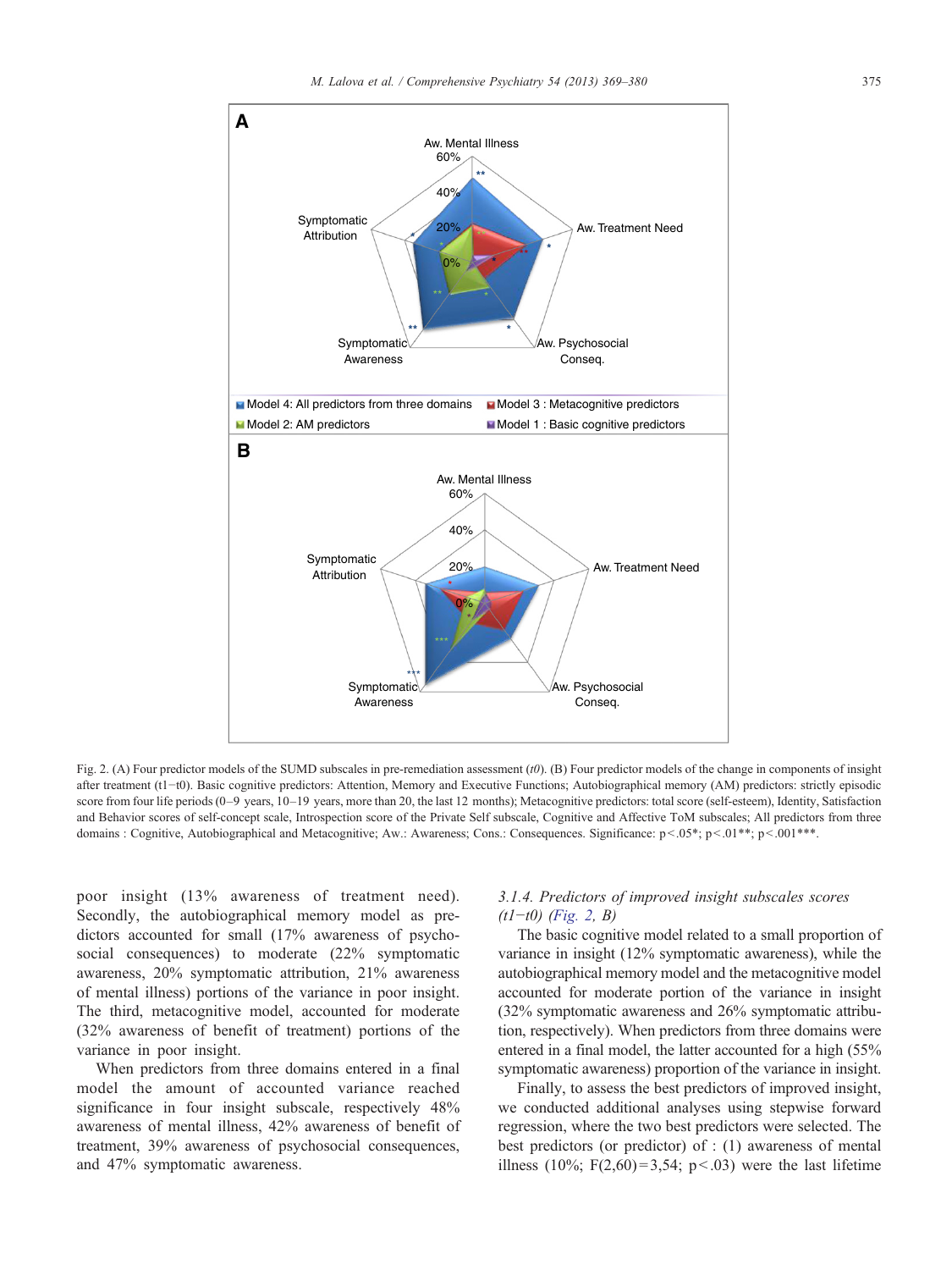Fig. 2. (A) Four predictor models of the SUMD subscales in pre-remediation assessment (*t0*). (B) Four predictor models of the change in components of insight after treatment (t1−t0). Basic cognitive predictors: Attention, Memory and Executive Functions; Autobiographical memory (AM) predictors: strictly episodic score from four life periods (0–9 years, 10–19 years, more than 20, the last 12 months); Metacognitive predictors: total score (self-esteem), Identity, Satisfaction and Behavior scores of self-concept scale, Introspection score of the Private Self subscale, Cognitive and Affective ToM subscales; All predictors from three domains : Cognitive, Autobiographical and Metacognitive; Aw.: Awareness; Cons.: Consequences. Significance: p<.05*; p<.01**; p<.001***.

poor insight (13% awareness of treatment need). Secondly, the autobiographical memory model as predictors accounted for small (17% awareness of psychosocial consequences) to moderate (22% symptomatic awareness, 20% symptomatic attribution, 21% awareness of mental illness) portions of the variance in poor insight. The third, metacognitive model, accounted for moderate (32% awareness of benefit of treatment) portions of the variance in poor insight.

When predictors from three domains entered in a final model the amount of accounted variance reached significance in four insight subscale, respectively 48% awareness of mental illness, 42% awareness of benefit of treatment, 39% awareness of psychosocial consequences, and 47% symptomatic awareness.

#### 3.1.4. Predictors of improved insight subscales scores (*t1−t0*) (Fig. 2, B)

The basic cognitive model related to a small proportion of variance in insight (12% symptomatic awareness), while the autobiographical memory model and the metacognitive model accounted for moderate portion of the variance in insight (32% symptomatic awareness and 26% symptomatic attribution, respectively). When predictors from three domains were entered in a final model, the latter accounted for a high (55% symptomatic awareness) proportion of the variance in insight.

Finally, to assess the best predictors of improved insight, we conducted additional analyses using stepwise forward regression, where the two best predictors were selected. The best predictors (or predictor) of : (1) awareness of mental illness (10%; $F(2,60)=3,54$; $p<.03$) were the last lifetime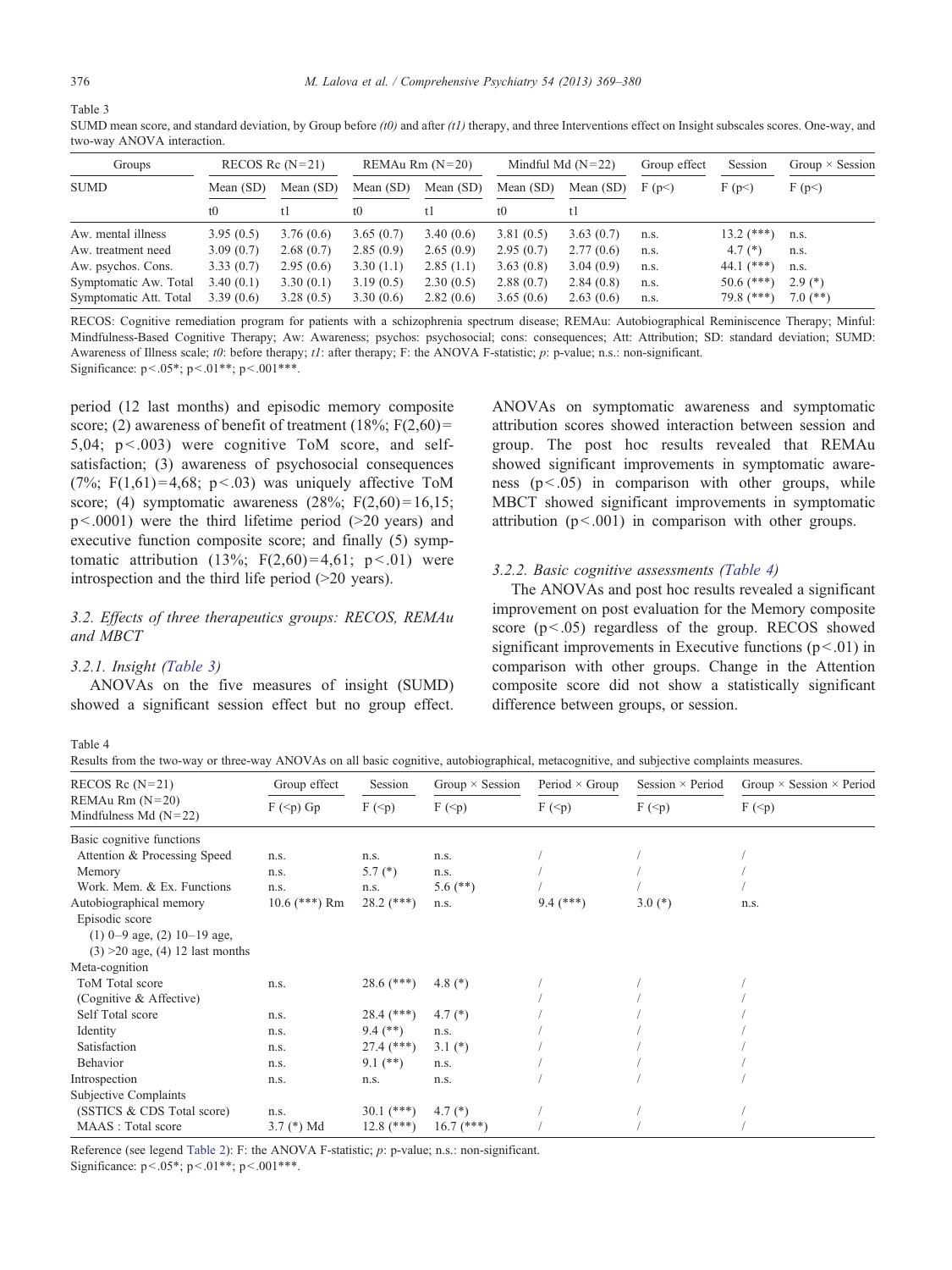Table 3

SUMD mean score, and standard deviation, by Group before *(t0)* and after *(t1)* therapy, and three Interventions effect on Insight subscales scores. One-way, and two-way ANOVA interaction.

| Groups | RECOS Rc (N=21) | | REMAu Rm (N=20) | | Mindful Md (N=22) | | Group effect | Session | Group × Session |
|---|---|---|---|---|---|---|---|---|---|
| SUMD | Mean (SD) | Mean (SD) | Mean (SD) | Mean (SD) | Mean (SD) | Mean (SD) | F (p<) | F (p<) | F (p<) |
| | t0 | t1 | t0 | t1 | t0 | t1 | | | |
| Aw. mental illness | 3.95 (0.5) | 3.76 (0.6) | 3.65 (0.7) | 3.40 (0.6) | 3.81 (0.5) | 3.63 (0.7) | n.s. | 13.2 (***) | n.s. |
| Aw. treatment need | 3.09 (0.7) | 2.68 (0.7) | 2.85 (0.9) | 2.65 (0.9) | 2.95 (0.7) | 2.77 (0.6) | n.s. | 4.7 (*) | n.s. |
| Aw. psychos. Cons. | 3.33 (0.7) | 2.95 (0.6) | 3.30 (1.1) | 2.85 (1.1) | 3.63 (0.8) | 3.04 (0.9) | n.s. | 44.1 (***) | n.s. |
| Symptomatic Aw. Total | 3.40 (0.1) | 3.30 (0.1) | 3.19 (0.5) | 2.30 (0.5) | 2.88 (0.7) | 2.84 (0.8) | n.s. | 50.6 (***) | 2.9 (*) |
| Symptomatic Att. Total | 3.39 (0.6) | 3.28 (0.5) | 3.30 (0.6) | 2.82 (0.6) | 3.65 (0.6) | 2.63 (0.6) | n.s. | 79.8 (***) | 7.0 (**) |

RECOS: Cognitive remediation program for patients with a schizophrenia spectrum disease; REMAu: Autobiographical Reminiscence Therapy; Minful: Mindfulness-Based Cognitive Therapy; Aw: Awareness; psychos: psychosocial; cons: consequences; Att: Attribution; SD: standard deviation; SUMD: Awareness of Illness scale; *t0*: before therapy; *t1*: after therapy; F: the ANOVA F-statistic; *p*: p-value; n.s.: non-significant.
Significance: p<.05*; p<.01**; p<.001***.

period (12 last months) and episodic memory composite score; (2) awareness of benefit of treatment (18%; F(2,60)= 5,04; p<.003) were cognitive ToM score, and self-satisfaction; (3) awareness of psychosocial consequences (7%; F(1,61)=4,68; p<.03) was uniquely affective ToM score; (4) symptomatic awareness (28%; F(2,60)=16,15; p<.0001) were the third lifetime period (>20 years) and executive function composite score; and finally (5) symptomatic attribution (13%; F(2,60)=4,61; p<.01) were introspection and the third life period (>20 years).

### 3.2. Effects of three therapeutics groups: RECOS, REMAu and MBCT

#### 3.2.1. Insight (Table 3)

ANOVAs on the five measures of insight (SUMD) showed a significant session effect but no group effect. ANOVAs on symptomatic awareness and symptomatic attribution scores showed interaction between session and group. The post hoc results revealed that REMAu showed significant improvements in symptomatic awareness (p<.05) in comparison with other groups, while MBCT showed significant improvements in symptomatic attribution (p<.001) in comparison with other groups.

#### 3.2.2. Basic cognitive assessments (Table 4)

The ANOVAs and post hoc results revealed a significant improvement on post evaluation for the Memory composite score (p<.05) regardless of the group. RECOS showed significant improvements in Executive functions (p<.01) in comparison with other groups. Change in the Attention composite score did not show a statistically significant difference between groups, or session.

Table 4

Results from the two-way or three-way ANOVAs on all basic cognitive, autobiographical, metacognitive, and subjective complaints measures.

| RECOS Rc (N=21) REMAu Rm (N=20) Mindfulness Md (N=22) | Group effect | Session | Group × Session | Period × Group | Session × Period | Group × Session × Period |
|---|---|---|---|---|---|---|
| | F (<p) Gp | F (<p) | F (<p) | F (<p) | F (<p) | F (<p) |
| Basic cognitive functions | | | | | | |
| Attention & Processing Speed | n.s. | n.s. | n.s. | / | / | / |
| Memory | n.s. | 5.7 (*) | n.s. | / | / | / |
| Work. Mem. & Ex. Functions | n.s. | n.s. | 5.6 (**) | / | / | / |
| Autobiographical memory | 10.6 (***) Rm | 28.2 (***) | n.s. | 9.4 (***) | 3.0 (*) | n.s. |
| Episodic score | | | | | | |
| (1) 0–9 age, (2) 10–19 age, | | | | | | |
| (3) >20 age, (4) 12 last months | | | | | | |
| Meta-cognition | | | | | | |
| ToM Total score | n.s. | 28.6 (***) | 4.8 (*) | / | / | / |
| (Cognitive & Affective) | | | | / | / | / |
| Self Total score | n.s. | 28.4 (***) | 4.7 (*) | / | / | / |
| Identity | n.s. | 9.4 (**) | n.s. | / | / | / |
| Satisfaction | n.s. | 27.4 (***) | 3.1 (*) | / | / | / |
| Behavior | n.s. | 9.1 (**) | n.s. | / | / | / |
| Introspection | n.s. | n.s. | n.s. | / | / | / |
| Subjective Complaints | | | | | | |
| (SSTICS & CDS Total score) | n.s. | 30.1 (***) | 4.7 (*) | / | / | / |
| MAAS : Total score | 3.7 (*) Md | 12.8 (***) | 16.7 (***) | / | / | / |

Reference (see legend Table 2): F: the ANOVA F-statistic; *p*: p-value; n.s.: non-significant.
Significance: p<.05*; p<.01**; p<.001***.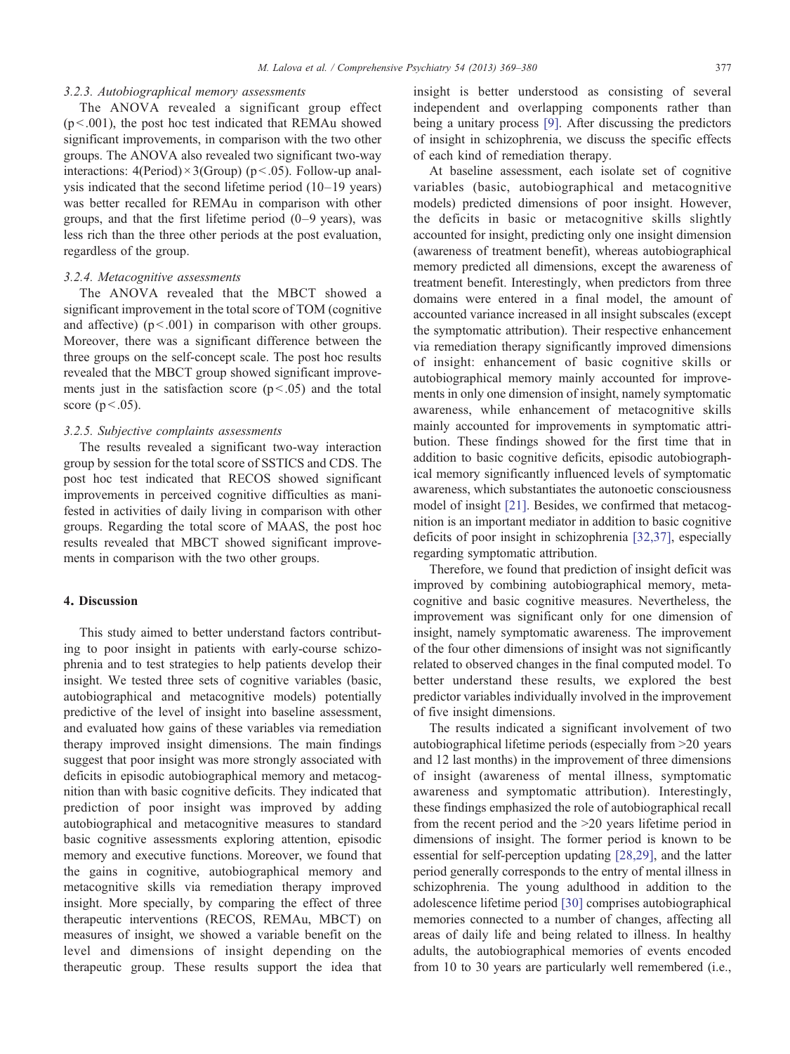#### 3.2.3. Autobiographical memory assessments

The ANOVA revealed a significant group effect ($p < .001$), the post hoc test indicated that REMAu showed significant improvements, in comparison with the two other groups. The ANOVA also revealed two significant two-way interactions: 4(Period) × 3(Group) ($p < .05$). Follow-up analysis indicated that the second lifetime period (10–19 years) was better recalled for REMAu in comparison with other groups, and that the first lifetime period (0–9 years), was less rich than the three other periods at the post evaluation, regardless of the group.

#### 3.2.4. Metacognitive assessments

The ANOVA revealed that the MBCT showed a significant improvement in the total score of TOM (cognitive and affective) ($p < .001$) in comparison with other groups. Moreover, there was a significant difference between the three groups on the self-concept scale. The post hoc results revealed that the MBCT group showed significant improvements just in the satisfaction score ($p < .05$) and the total score ($p < .05$).

#### 3.2.5. Subjective complaints assessments

The results revealed a significant two-way interaction group by session for the total score of SSTICS and CDS. The post hoc test indicated that RECOS showed significant improvements in perceived cognitive difficulties as manifested in activities of daily living in comparison with other groups. Regarding the total score of MAAS, the post hoc results revealed that MBCT showed significant improvements in comparison with the two other groups.

## 4. Discussion

This study aimed to better understand factors contributing to poor insight in patients with early-course schizophrenia and to test strategies to help patients develop their insight. We tested three sets of cognitive variables (basic, autobiographical and metacognitive models) potentially predictive of the level of insight into baseline assessment, and evaluated how gains of these variables via remediation therapy improved insight dimensions. The main findings suggest that poor insight was more strongly associated with deficits in episodic autobiographical memory and metacognition than with basic cognitive deficits. They indicated that prediction of poor insight was improved by adding autobiographical and metacognitive measures to standard basic cognitive assessments exploring attention, episodic memory and executive functions. Moreover, we found that the gains in cognitive, autobiographical memory and metacognitive skills via remediation therapy improved insight. More specially, by comparing the effect of three therapeutic interventions (RECOS, REMAu, MBCT) on measures of insight, we showed a variable benefit on the level and dimensions of insight depending on the therapeutic group. These results support the idea that insight is better understood as consisting of several independent and overlapping components rather than being a unitary process [9]. After discussing the predictors of insight in schizophrenia, we discuss the specific effects of each kind of remediation therapy.

At baseline assessment, each isolate set of cognitive variables (basic, autobiographical and metacognitive models) predicted dimensions of poor insight. However, the deficits in basic or metacognitive skills slightly accounted for insight, predicting only one insight dimension (awareness of treatment benefit), whereas autobiographical memory predicted all dimensions, except the awareness of treatment benefit. Interestingly, when predictors from three domains were entered in a final model, the amount of accounted variance increased in all insight subscales (except the symptomatic attribution). Their respective enhancement via remediation therapy significantly improved dimensions of insight: enhancement of basic cognitive skills or autobiographical memory mainly accounted for improvements in only one dimension of insight, namely symptomatic awareness, while enhancement of metacognitive skills mainly accounted for improvements in symptomatic attribution. These findings showed for the first time that in addition to basic cognitive deficits, episodic autobiographical memory significantly influenced levels of symptomatic awareness, which substantiates the autonoetic consciousness model of insight [21]. Besides, we confirmed that metacognition is an important mediator in addition to basic cognitive deficits of poor insight in schizophrenia [32,37], especially regarding symptomatic attribution.

Therefore, we found that prediction of insight deficit was improved by combining autobiographical memory, metacognitive and basic cognitive measures. Nevertheless, the improvement was significant only for one dimension of insight, namely symptomatic awareness. The improvement of the four other dimensions of insight was not significantly related to observed changes in the final computed model. To better understand these results, we explored the best predictor variables individually involved in the improvement of five insight dimensions.

The results indicated a significant involvement of two autobiographical lifetime periods (especially from >20 years and 12 last months) in the improvement of three dimensions of insight (awareness of mental illness, symptomatic awareness and symptomatic attribution). Interestingly, these findings emphasized the role of autobiographical recall from the recent period and the >20 years lifetime period in dimensions of insight. The former period is known to be essential for self-perception updating [28,29], and the latter period generally corresponds to the entry of mental illness in schizophrenia. The young adulthood in addition to the adolescence lifetime period [30] comprises autobiographical memories connected to a number of changes, affecting all areas of daily life and being related to illness. In healthy adults, the autobiographical memories of events encoded from 10 to 30 years are particularly well remembered (i.e.,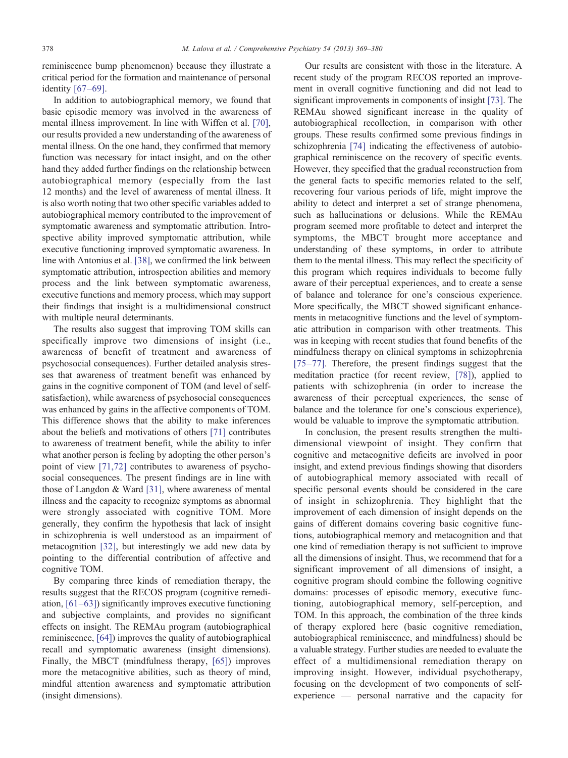reminiscence bump phenomenon) because they illustrate a critical period for the formation and maintenance of personal identity [67–69].

In addition to autobiographical memory, we found that basic episodic memory was involved in the awareness of mental illness improvement. In line with Wiffen et al. [70], our results provided a new understanding of the awareness of mental illness. On the one hand, they confirmed that memory function was necessary for intact insight, and on the other hand they added further findings on the relationship between autobiographical memory (especially from the last 12 months) and the level of awareness of mental illness. It is also worth noting that two other specific variables added to autobiographical memory contributed to the improvement of symptomatic awareness and symptomatic attribution. Introspective ability improved symptomatic attribution, while executive functioning improved symptomatic awareness. In line with Antonius et al. [38], we confirmed the link between symptomatic attribution, introspection abilities and memory process and the link between symptomatic awareness, executive functions and memory process, which may support their findings that insight is a multidimensional construct with multiple neural determinants.

The results also suggest that improving TOM skills can specifically improve two dimensions of insight (i.e., awareness of benefit of treatment and awareness of psychosocial consequences). Further detailed analysis stresses that awareness of treatment benefit was enhanced by gains in the cognitive component of TOM (and level of self-satisfaction), while awareness of psychosocial consequences was enhanced by gains in the affective components of TOM. This difference shows that the ability to make inferences about the beliefs and motivations of others [71] contributes to awareness of treatment benefit, while the ability to infer what another person is feeling by adopting the other person's point of view [71,72] contributes to awareness of psychosocial consequences. The present findings are in line with those of Langdon & Ward [31], where awareness of mental illness and the capacity to recognize symptoms as abnormal were strongly associated with cognitive TOM. More generally, they confirm the hypothesis that lack of insight in schizophrenia is well understood as an impairment of metacognition [32], but interestingly we add new data by pointing to the differential contribution of affective and cognitive TOM.

By comparing three kinds of remediation therapy, the results suggest that the RECOS program (cognitive remediation, [61–63]) significantly improves executive functioning and subjective complaints, and provides no significant effects on insight. The REMAu program (autobiographical reminiscence, [64]) improves the quality of autobiographical recall and symptomatic awareness (insight dimensions). Finally, the MBCT (mindfulness therapy, [65]) improves more the metacognitive abilities, such as theory of mind, mindful attention awareness and symptomatic attribution (insight dimensions).

Our results are consistent with those in the literature. A recent study of the program RECOS reported an improvement in overall cognitive functioning and did not lead to significant improvements in components of insight [73]. The REMAu showed significant increase in the quality of autobiographical recollection, in comparison with other groups. These results confirmed some previous findings in schizophrenia [74] indicating the effectiveness of autobiographical reminiscence on the recovery of specific events. However, they specified that the gradual reconstruction from the general facts to specific memories related to the self, recovering four various periods of life, might improve the ability to detect and interpret a set of strange phenomena, such as hallucinations or delusions. While the REMAu program seemed more profitable to detect and interpret the symptoms, the MBCT brought more acceptance and understanding of these symptoms, in order to attribute them to the mental illness. This may reflect the specificity of this program which requires individuals to become fully aware of their perceptual experiences, and to create a sense of balance and tolerance for one's conscious experience. More specifically, the MBCT showed significant enhancements in metacognitive functions and the level of symptomatic attribution in comparison with other treatments. This was in keeping with recent studies that found benefits of the mindfulness therapy on clinical symptoms in schizophrenia [75–77]. Therefore, the present findings suggest that the meditation practice (for recent review, [78]), applied to patients with schizophrenia (in order to increase the awareness of their perceptual experiences, the sense of balance and the tolerance for one's conscious experience), would be valuable to improve the symptomatic attribution.

In conclusion, the present results strengthen the multidimensional viewpoint of insight. They confirm that cognitive and metacognitive deficits are involved in poor insight, and extend previous findings showing that disorders of autobiographical memory associated with recall of specific personal events should be considered in the care of insight in schizophrenia. They highlight that the improvement of each dimension of insight depends on the gains of different domains covering basic cognitive functions, autobiographical memory and metacognition and that one kind of remediation therapy is not sufficient to improve all the dimensions of insight. Thus, we recommend that for a significant improvement of all dimensions of insight, a cognitive program should combine the following cognitive domains: processes of episodic memory, executive functioning, autobiographical memory, self-perception, and TOM. In this approach, the combination of the three kinds of therapy explored here (basic cognitive remediation, autobiographical reminiscence, and mindfulness) should be a valuable strategy. Further studies are needed to evaluate the effect of a multidimensional remediation therapy on improving insight. However, individual psychotherapy, focusing on the development of two components of self-experience — personal narrative and the capacity for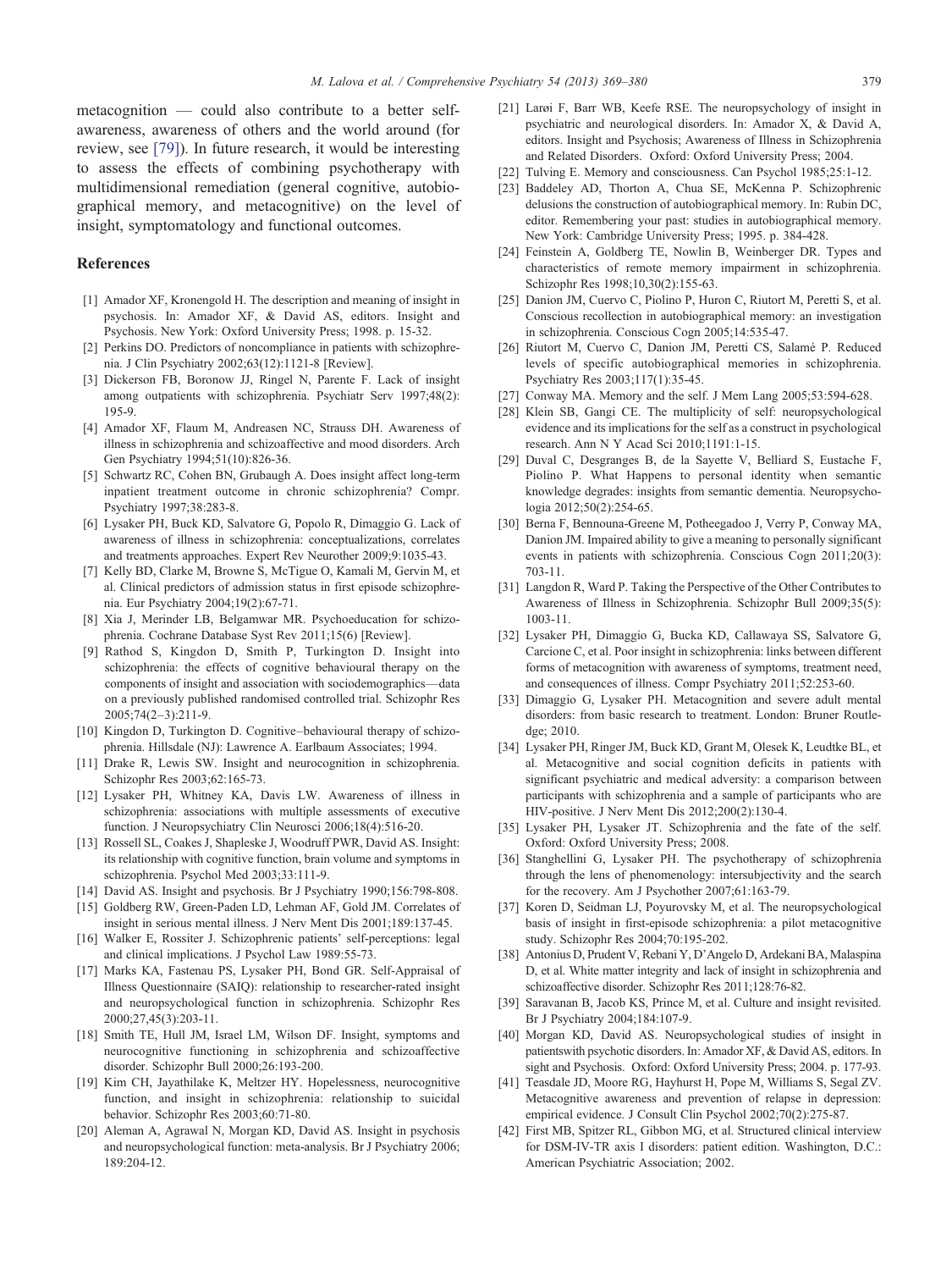metacognition — could also contribute to a better self-awareness, awareness of others and the world around (for review, see [79]). In future research, it would be interesting to assess the effects of combining psychotherapy with multidimensional remediation (general cognitive, autobiographical memory, and metacognitive) on the level of insight, symptomatology and functional outcomes.

## References

[1] Amador XF, Kronengold H. The description and meaning of insight in psychosis. In: Amador XF, & David AS, editors. Insight and Psychosis. New York: Oxford University Press; 1998. p. 15-32.

[2] Perkins DO. Predictors of noncompliance in patients with schizophrenia. J Clin Psychiatry 2002;63(12):1121-8 [Review].

[3] Dickerson FB, Boronow JJ, Ringel N, Parente F. Lack of insight among outpatients with schizophrenia. Psychiatr Serv 1997;48(2): 195-9.

[4] Amador XF, Flaum M, Andreasen NC, Strauss DH. Awareness of illness in schizophrenia and schizoaffective and mood disorders. Arch Gen Psychiatry 1994;51(10):826-36.

[5] Schwartz RC, Cohen BN, Grubaugh A. Does insight affect long-term inpatient treatment outcome in chronic schizophrenia? Compr. Psychiatry 1997;38:283-8.

[6] Lysaker PH, Buck KD, Salvatore G, Popolo R, Dimaggio G. Lack of awareness of illness in schizophrenia: conceptualizations, correlates and treatments approaches. Expert Rev Neurother 2009;9:1035-43.

[7] Kelly BD, Clarke M, Browne S, McTigue O, Kamali M, Gervin M, et al. Clinical predictors of admission status in first episode schizophrenia. Eur Psychiatry 2004;19(2):67-71.

[8] Xia J, Merinder LB, Belgamwar MR. Psychoeducation for schizophrenia. Cochrane Database Syst Rev 2011;15(6) [Review].

[9] Rathod S, Kingdon D, Smith P, Turkington D. Insight into schizophrenia: the effects of cognitive behavioural therapy on the components of insight and association with sociodemographics—data on a previously published randomised controlled trial. Schizophr Res 2005;74(2–3):211-9.

[10] Kingdon D, Turkington D. Cognitive–behavioural therapy of schizophrenia. Hillsdale (NJ): Lawrence A. Earlbaum Associates; 1994.

[11] Drake R, Lewis SW. Insight and neurocognition in schizophrenia. Schizophr Res 2003;62:165-73.

[12] Lysaker PH, Whitney KA, Davis LW. Awareness of illness in schizophrenia: associations with multiple assessments of executive function. J Neuropsychiatry Clin Neurosci 2006;18(4):516-20.

[13] Rossell SL, Coakes J, Shapleske J, Woodruff PWR, David AS. Insight: its relationship with cognitive function, brain volume and symptoms in schizophrenia. Psychol Med 2003;33:111-9.

[14] David AS. Insight and psychosis. Br J Psychiatry 1990;156:798-808.

[15] Goldberg RW, Green-Paden LD, Lehman AF, Gold JM. Correlates of insight in serious mental illness. J Nerv Ment Dis 2001;189:137-45.

[16] Walker E, Rossiter J. Schizophrenic patients' self-perceptions: legal and clinical implications. J Psychol Law 1989:55-73.

[17] Marks KA, Fastenau PS, Lysaker PH, Bond GR. Self-Appraisal of Illness Questionnaire (SAIQ): relationship to researcher-rated insight and neuropsychological function in schizophrenia. Schizophr Res 2000;27,45(3):203-11.

[18] Smith TE, Hull JM, Israel LM, Wilson DF. Insight, symptoms and neurocognitive functioning in schizophrenia and schizoaffective disorder. Schizophr Bull 2000;26:193-200.

[19] Kim CH, Jayathilake K, Meltzer HY. Hopelessness, neurocognitive function, and insight in schizophrenia: relationship to suicidal behavior. Schizophr Res 2003;60:71-80.

[20] Aleman A, Agrawal N, Morgan KD, David AS. Insight in psychosis and neuropsychological function: meta-analysis. Br J Psychiatry 2006; 189:204-12.

[21] Larøi F, Barr WB, Keefe RSE. The neuropsychology of insight in psychiatric and neurological disorders. In: Amador X, & David A, editors. Insight and Psychosis; Awareness of Illness in Schizophrenia and Related Disorders. Oxford: Oxford University Press; 2004.

[22] Tulving E. Memory and consciousness. Can Psychol 1985;25:1-12.

[23] Baddeley AD, Thorton A, Chua SE, McKenna P. Schizophrenic delusions the construction of autobiographical memory. In: Rubin DC, editor. Remembering your past: studies in autobiographical memory. New York: Cambridge University Press; 1995. p. 384-428.

[24] Feinstein A, Goldberg TE, Nowlin B, Weinberger DR. Types and characteristics of remote memory impairment in schizophrenia. Schizophr Res 1998;10,30(2):155-63.

[25] Danion JM, Cuervo C, Piolino P, Huron C, Riutort M, Peretti S, et al. Conscious recollection in autobiographical memory: an investigation in schizophrenia. Conscious Cogn 2005;14:535-47.

[26] Riutort M, Cuervo C, Danion JM, Peretti CS, Salamé P. Reduced levels of specific autobiographical memories in schizophrenia. Psychiatry Res 2003;117(1):35-45.

[27] Conway MA. Memory and the self. J Mem Lang 2005;53:594-628.

[28] Klein SB, Gangi CE. The multiplicity of self: neuropsychological evidence and its implications for the self as a construct in psychological research. Ann N Y Acad Sci 2010;1191:1-15.

[29] Duval C, Desgranges B, de la Sayette V, Belliard S, Eustache F, Piolino P. What Happens to personal identity when semantic knowledge degrades: insights from semantic dementia. Neuropsychologia 2012;50(2):254-65.

[30] Berna F, Bennouna-Greene M, Potheegadoo J, Verry P, Conway MA, Danion JM. Impaired ability to give a meaning to personally significant events in patients with schizophrenia. Conscious Cogn 2011;20(3): 703-11.

[31] Langdon R, Ward P. Taking the Perspective of the Other Contributes to Awareness of Illness in Schizophrenia. Schizophr Bull 2009;35(5): 1003-11.

[32] Lysaker PH, Dimaggio G, Bucka KD, Callawaya SS, Salvatore G, Carcione C, et al. Poor insight in schizophrenia: links between different forms of metacognition with awareness of symptoms, treatment need, and consequences of illness. Compr Psychiatry 2011;52:253-60.

[33] Dimaggio G, Lysaker PH. Metacognition and severe adult mental disorders: from basic research to treatment. London: Bruner Routledge; 2010.

[34] Lysaker PH, Ringer JM, Buck KD, Grant M, Olesek K, Leudtke BL, et al. Metacognitive and social cognition deficits in patients with significant psychiatric and medical adversity: a comparison between participants with schizophrenia and a sample of participants who are HIV-positive. J Nerv Ment Dis 2012;200(2):130-4.

[35] Lysaker PH, Lysaker JT. Schizophrenia and the fate of the self. Oxford: Oxford University Press; 2008.

[36] Stanghellini G, Lysaker PH. The psychotherapy of schizophrenia through the lens of phenomenology: intersubjectivity and the search for the recovery. Am J Psychother 2007;61:163-79.

[37] Koren D, Seidman LJ, Poyurovsky M, et al. The neuropsychological basis of insight in first-episode schizophrenia: a pilot metacognitive study. Schizophr Res 2004;70:195-202.

[38] Antonius D, Prudent V, Rebani Y, D'Angelo D, Ardekani BA, Malaspina D, et al. White matter integrity and lack of insight in schizophrenia and schizoaffective disorder. Schizophr Res 2011;128:76-82.

[39] Saravanan B, Jacob KS, Prince M, et al. Culture and insight revisited. Br J Psychiatry 2004;184:107-9.

[40] Morgan KD, David AS. Neuropsychological studies of insight in patientswith psychotic disorders. In: Amador XF, & David AS, editors. In sight and Psychosis. Oxford: Oxford University Press; 2004. p. 177-93.

[41] Teasdale JD, Moore RG, Hayhurst H, Pope M, Williams S, Segal ZV. Metacognitive awareness and prevention of relapse in depression: empirical evidence. J Consult Clin Psychol 2002;70(2):275-87.

[42] First MB, Spitzer RL, Gibbon MG, et al. Structured clinical interview for DSM-IV-TR axis I disorders: patient edition. Washington, D.C.: American Psychiatric Association; 2002.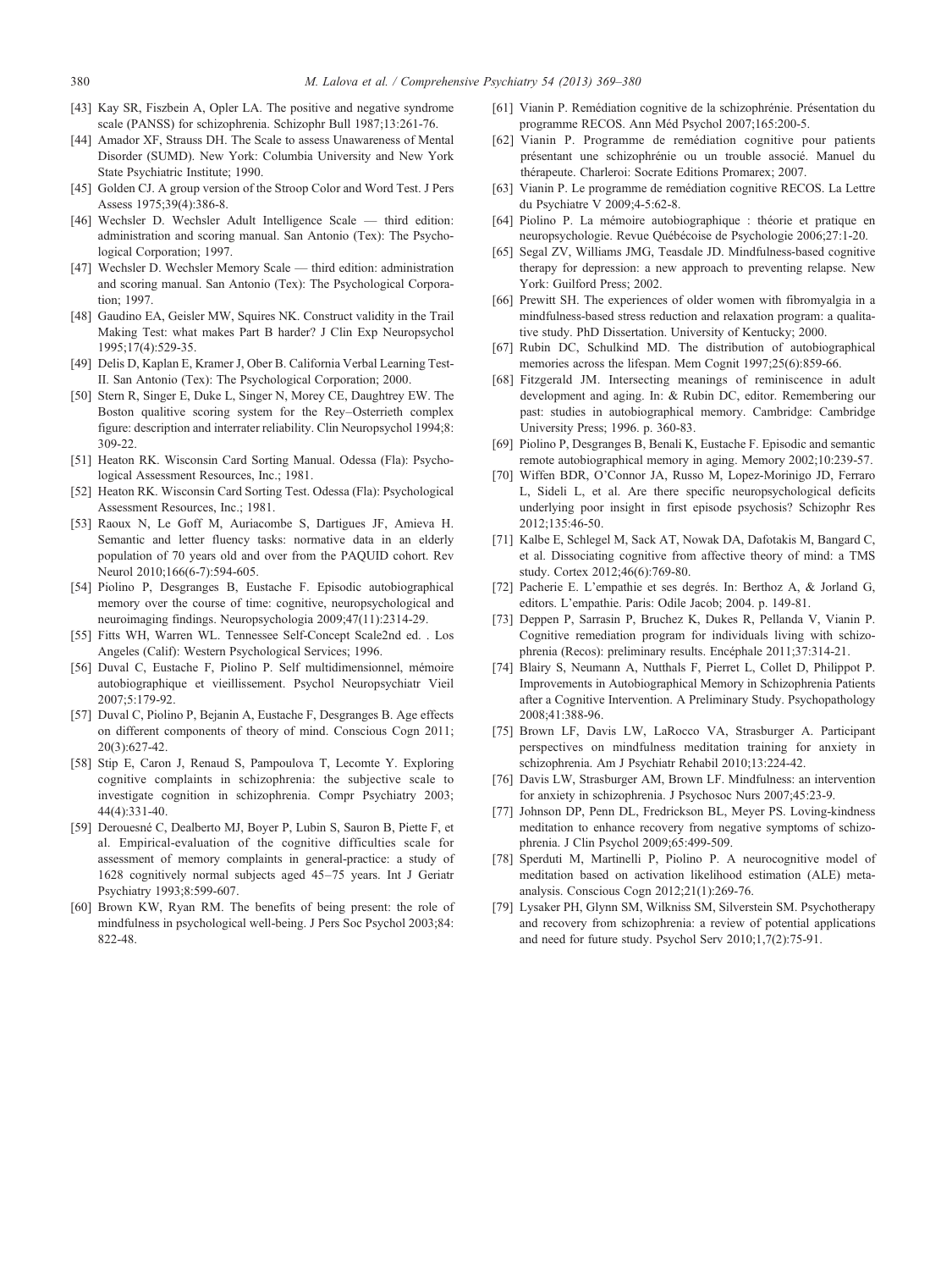[43] Kay SR, Fiszbein A, Opler LA. The positive and negative syndrome scale (PANSS) for schizophrenia. Schizophr Bull 1987;13:261-76.

[44] Amador XF, Strauss DH. The Scale to assess Unawareness of Mental Disorder (SUMD). New York: Columbia University and New York State Psychiatric Institute; 1990.

[45] Golden CJ. A group version of the Stroop Color and Word Test. J Pers Assess 1975;39(4):386-8.

[46] Wechsler D. Wechsler Adult Intelligence Scale — third edition: administration and scoring manual. San Antonio (Tex): The Psychological Corporation; 1997.

[47] Wechsler D. Wechsler Memory Scale — third edition: administration and scoring manual. San Antonio (Tex): The Psychological Corporation; 1997.

[48] Gaudino EA, Geisler MW, Squires NK. Construct validity in the Trail Making Test: what makes Part B harder? J Clin Exp Neuropsychol 1995;17(4):529-35.

[49] Delis D, Kaplan E, Kramer J, Ober B. California Verbal Learning Test-II. San Antonio (Tex): The Psychological Corporation; 2000.

[50] Stern R, Singer E, Duke L, Singer N, Morey CE, Daughtrey EW. The Boston qualitive scoring system for the Rey–Osterrieth complex figure: description and interrater reliability. Clin Neuropsychol 1994;8: 309-22.

[51] Heaton RK. Wisconsin Card Sorting Manual. Odessa (Fla): Psychological Assessment Resources, Inc.; 1981.

[52] Heaton RK. Wisconsin Card Sorting Test. Odessa (Fla): Psychological Assessment Resources, Inc.; 1981.

[53] Raoux N, Le Goff M, Auriacombe S, Dartigues JF, Amieva H. Semantic and letter fluency tasks: normative data in an elderly population of 70 years old and over from the PAQUID cohort. Rev Neurol 2010;166(6-7):594-605.

[54] Piolino P, Desgranges B, Eustache F. Episodic autobiographical memory over the course of time: cognitive, neuropsychological and neuroimaging findings. Neuropsychologia 2009;47(11):2314-29.

[55] Fitts WH, Warren WL. Tennessee Self-Concept Scale2nd ed. . Los Angeles (Calif): Western Psychological Services; 1996.

[56] Duval C, Eustache F, Piolino P. Self multidimensionnel, mémoire autobiographique et vieillissement. Psychol Neuropsychiatr Vieil 2007;5:179-92.

[57] Duval C, Piolino P, Bejanin A, Eustache F, Desgranges B. Age effects on different components of theory of mind. Conscious Cogn 2011; 20(3):627-42.

[58] Stip E, Caron J, Renaud S, Pampoulova T, Lecomte Y. Exploring cognitive complaints in schizophrenia: the subjective scale to investigate cognition in schizophrenia. Compr Psychiatry 2003; 44(4):331-40.

[59] Derouesné C, Dealberto MJ, Boyer P, Lubin S, Sauron B, Piette F, et al. Empirical-evaluation of the cognitive difficulties scale for assessment of memory complaints in general-practice: a study of 1628 cognitively normal subjects aged 45–75 years. Int J Geriatr Psychiatry 1993;8:599-607.

[60] Brown KW, Ryan RM. The benefits of being present: the role of mindfulness in psychological well-being. J Pers Soc Psychol 2003;84: 822-48.

[61] Vianin P. Remédiation cognitive de la schizophrénie. Présentation du programme RECOS. Ann Méd Psychol 2007;165:200-5.

[62] Vianin P. Programme de remédiation cognitive pour patients présentant une schizophrénie ou un trouble associé. Manuel du thérapeute. Charleroi: Socrate Editions Promarex; 2007.

[63] Vianin P. Le programme de remédiation cognitive RECOS. La Lettre du Psychiatre V 2009;4-5:62-8.

[64] Piolino P. La mémoire autobiographique : théorie et pratique en neuropsychologie. Revue Québécoise de Psychologie 2006;27:1-20.

[65] Segal ZV, Williams JMG, Teasdale JD. Mindfulness-based cognitive therapy for depression: a new approach to preventing relapse. New York: Guilford Press; 2002.

[66] Prewitt SH. The experiences of older women with fibromyalgia in a mindfulness-based stress reduction and relaxation program: a qualitative study. PhD Dissertation. University of Kentucky; 2000.

[67] Rubin DC, Schulkind MD. The distribution of autobiographical memories across the lifespan. Mem Cognit 1997;25(6):859-66.

[68] Fitzgerald JM. Intersecting meanings of reminiscence in adult development and aging. In: & Rubin DC, editor. Remembering our past: studies in autobiographical memory. Cambridge: Cambridge University Press; 1996. p. 360-83.

[69] Piolino P, Desgranges B, Benali K, Eustache F. Episodic and semantic remote autobiographical memory in aging. Memory 2002;10:239-57.

[70] Wiffen BDR, O'Connor JA, Russo M, Lopez-Morinigo JD, Ferraro L, Sideli L, et al. Are there specific neuropsychological deficits underlying poor insight in first episode psychosis? Schizophr Res 2012;135:46-50.

[71] Kalbe E, Schlegel M, Sack AT, Nowak DA, Dafotakis M, Bangard C, et al. Dissociating cognitive from affective theory of mind: a TMS study. Cortex 2012;46(6):769-80.

[72] Pacherie E. L'empathie et ses degrés. In: Berthoz A, & Jorland G, editors. L'empathie. Paris: Odile Jacob; 2004. p. 149-81.

[73] Deppen P, Sarrasin P, Bruchez K, Dukes R, Pellanda V, Vianin P. Cognitive remediation program for individuals living with schizophrenia (Recos): preliminary results. Encéphale 2011;37:314-21.

[74] Blairy S, Neumann A, Nutthals F, Pierret L, Collet D, Philippot P. Improvements in Autobiographical Memory in Schizophrenia Patients after a Cognitive Intervention. A Preliminary Study. Psychopathology 2008;41:388-96.

[75] Brown LF, Davis LW, LaRocco VA, Strasburger A. Participant perspectives on mindfulness meditation training for anxiety in schizophrenia. Am J Psychiatr Rehabil 2010;13:224-42.

[76] Davis LW, Strasburger AM, Brown LF. Mindfulness: an intervention for anxiety in schizophrenia. J Psychosoc Nurs 2007;45:23-9.

[77] Johnson DP, Penn DL, Fredrickson BL, Meyer PS. Loving-kindness meditation to enhance recovery from negative symptoms of schizophrenia. J Clin Psychol 2009;65:499-509.

[78] Sperduti M, Martinelli P, Piolino P. A neurocognitive model of meditation based on activation likelihood estimation (ALE) meta-analysis. Conscious Cogn 2012;21(1):269-76.

[79] Lysaker PH, Glynn SM, Wilkniss SM, Silverstein SM. Psychotherapy and recovery from schizophrenia: a review of potential applications and need for future study. Psychol Serv 2010;1,7(2):75-91.